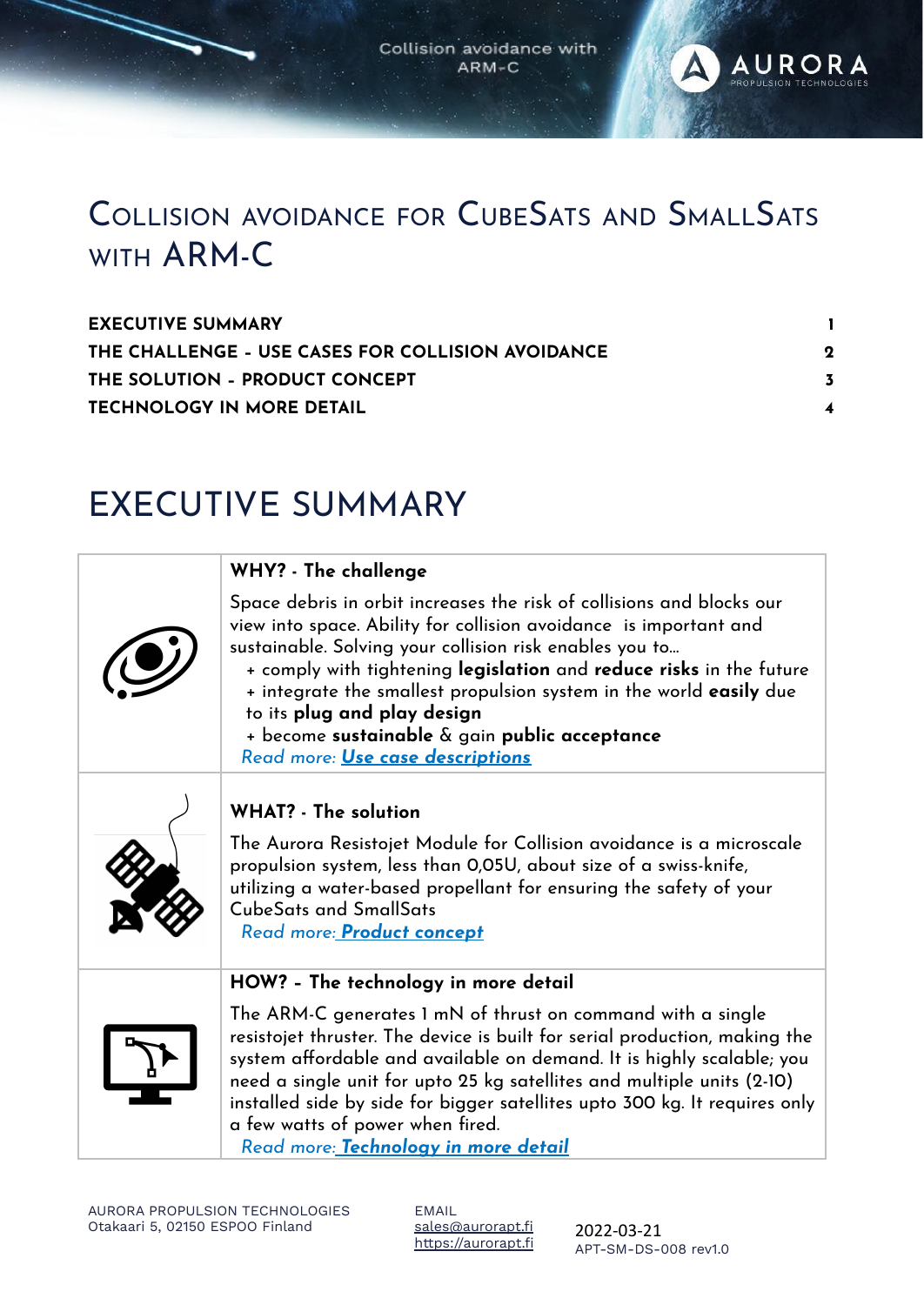# Collision avoidance for CubeSats and SmallSats with ARM-C

| | |
|---|---|
| **EXECUTIVE SUMMARY** | **1** |
| **THE CHALLENGE - USE CASES FOR COLLISION AVOIDANCE** | **2** |
| **THE SOLUTION - PRODUCT CONCEPT** | **3** |
| **TECHNOLOGY IN MORE DETAIL** | **4** |

## EXECUTIVE SUMMARY

### WHY? - The challenge

Space debris in orbit increases the risk of collisions and blocks our view into space. Ability for collision avoidance is important and sustainable. Solving your collision risk enables you to...

+ comply with tightening **legislation** and **reduce risks** in the future
+ integrate the smallest propulsion system in the world **easily** due to its **plug and play design**
+ become **sustainable** & gain **public acceptance**

*Read more: **Use case descriptions***

### WHAT? - The solution

The Aurora Resistojet Module for Collision avoidance is a microscale propulsion system, less than 0,05U, about size of a swiss-knife, utilizing a water-based propellant for ensuring the safety of your CubeSats and SmallSats

*Read more: **Product concept***

### HOW? - The technology in more detail

The ARM-C generates 1 mN of thrust on command with a single resistojet thruster. The device is built for serial production, making the system affordable and available on demand. It is highly scalable; you need a single unit for upto 25 kg satellites and multiple units (2-10) installed side by side for bigger satellites upto 300 kg. It requires only a few watts of power when fired.

*Read more: **Technology in more detail***

AURORA PROPULSION TECHNOLOGIES
Otakaari 5, 02150 ESPOO Finland

EMAIL
sales@aurorapt.fi
https://aurorapt.fi

2022-03-21
APT-SM-DS-008 rev1.0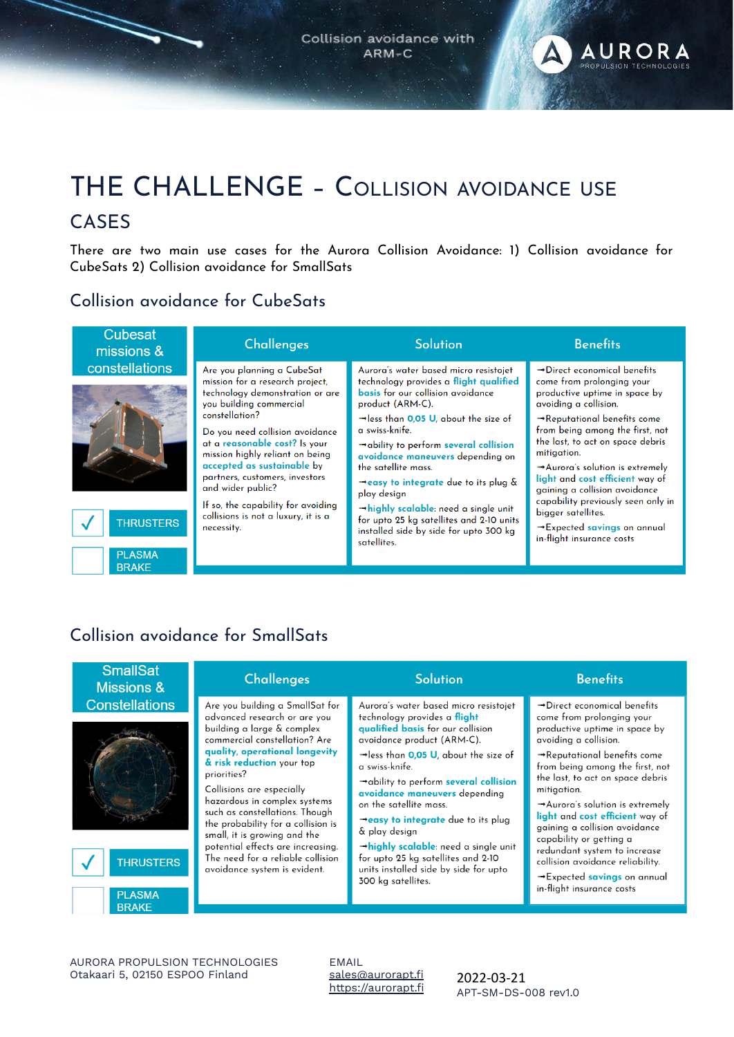# THE CHALLENGE – COLLISION AVOIDANCE USE CASES

There are two main use cases for the Aurora Collision Avoidance: 1) Collision avoidance for CubeSats 2) Collision avoidance for SmallSats

## Collision avoidance for CubeSats

| Cubesat missions & constellations | Challenges | Solution | Benefits |
|---|---|---|---|
| ✓ THRUSTERS<br>☐ PLASMA BRAKE | Are you planning a CubeSat mission for a research project, technology demonstration or are you building commercial constellation?<br><br>Do you need collision avoidance at a **reasonable cost?** Is your mission highly reliant on being **accepted as sustainable** by partners, customers, investors and wider public?<br><br>If so, the capability for avoiding collisions is not a luxury, it is a necessity. | Aurora's water based micro resistojet technology provides a **flight qualified basis** for our collision avoidance product (ARM-C).<br><br>→less than **0,05 U**, about the size of a swiss-knife.<br><br>→ability to perform **several collision avoidance maneuvers** depending on the satellite mass.<br><br>→**easy to integrate** due to its plug & play design<br><br>→**highly scalable**: need a single unit for upto 25 kg satellites and 2-10 units installed side by side for upto 300 kg satellites. | →Direct economical benefits come from prolonging your productive uptime in space by avoiding a collision.<br><br>→Reputational benefits come from being among the first, not the last, to act on space debris mitigation.<br><br>→Aurora's solution is extremely **light** and **cost efficient** way of gaining a collision avoidance capability previously seen only in bigger satellites.<br><br>→Expected **savings** on annual in-flight insurance costs |

## Collision avoidance for SmallSats

| SmallSat Missions & Constellations | Challenges | Solution | Benefits |
|---|---|---|---|
| ✓ THRUSTERS<br>☐ PLASMA BRAKE | Are you building a SmallSat for advanced research or are you building a large & complex commercial constellation? Are **quality, operational longevity & risk reduction** your top priorities?<br><br>Collisions are especially hazardous in complex systems such as constellations. Though the probability for a collision is small, it is growing and the potential effects are increasing. The need for a reliable collision avoidance system is evident. | Aurora's water based micro resistojet technology provides a **flight qualified basis** for our collision avoidance product (ARM-C).<br><br>→less than **0,05 U**, about the size of a swiss-knife.<br><br>→ability to perform **several collision avoidance maneuvers** depending on the satellite mass.<br><br>→**easy to integrate** due to its plug & play design<br><br>→**highly scalable**: need a single unit for upto 25 kg satellites and 2-10 units installed side by side for upto 300 kg satellites. | →Direct economical benefits come from prolonging your productive uptime in space by avoiding a collision.<br><br>→Reputational benefits come from being among the first, not the last, to act on space debris mitigation.<br><br>→Aurora's solution is extremely **light** and **cost efficient** way of gaining a collision avoidance capability or getting a redundant system to increase collision avoidance reliability.<br><br>→Expected **savings** on annual in-flight insurance costs |

AURORA PROPULSION TECHNOLOGIES
Otakaari 5, 02150 ESPOO Finland

EMAIL
sales@aurorapt.fi
https://aurorapt.fi

2022-03-21
APT-SM-DS-008 rev1.0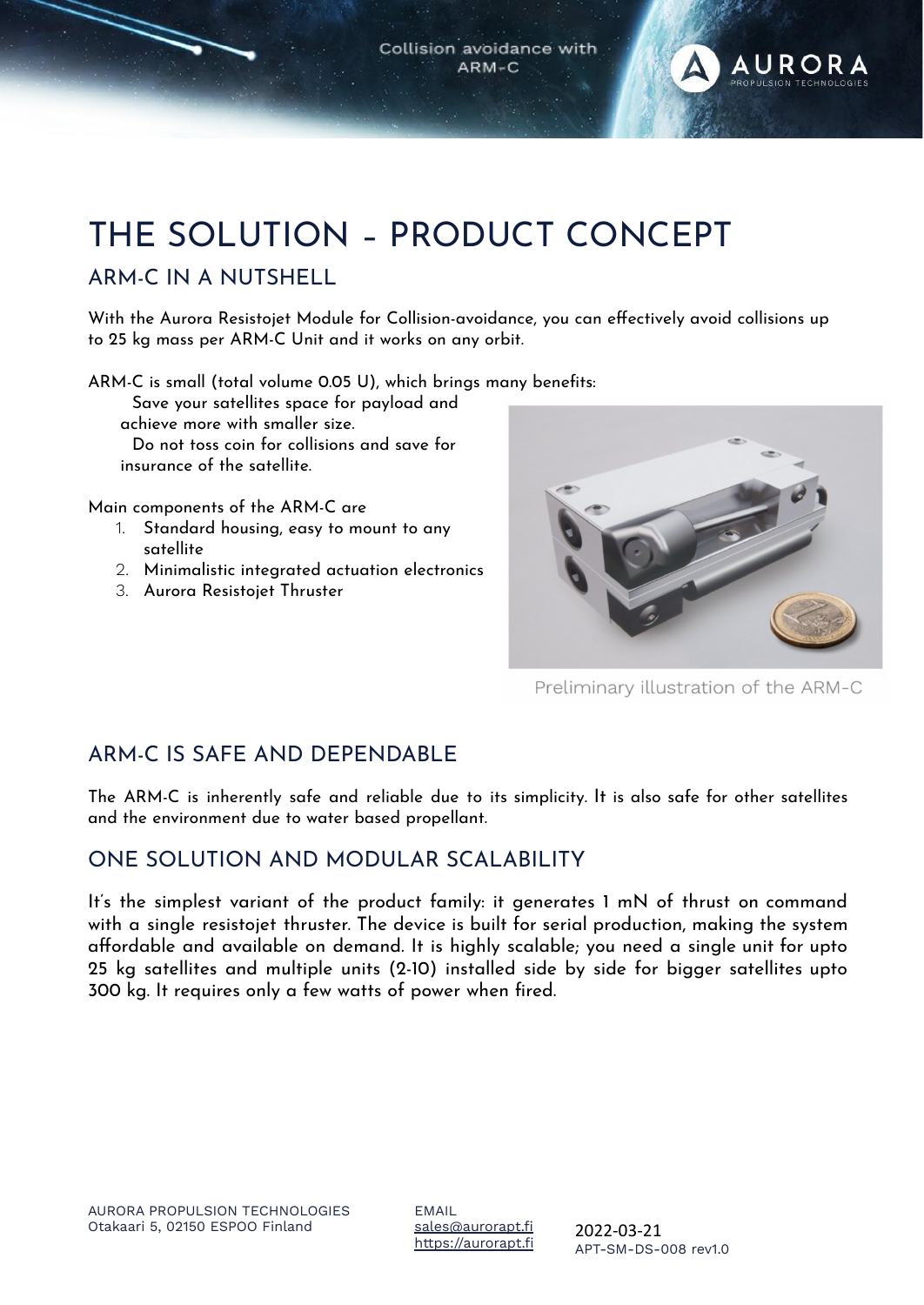# THE SOLUTION – PRODUCT CONCEPT

## ARM-C IN A NUTSHELL

With the Aurora Resistojet Module for Collision-avoidance, you can effectively avoid collisions up to 25 kg mass per ARM-C Unit and it works on any orbit.

ARM-C is small (total volume 0.05 U), which brings many benefits:

- Save your satellites space for payload and achieve more with smaller size.
- Do not toss coin for collisions and save for insurance of the satellite.

Main components of the ARM-C are

1. Standard housing, easy to mount to any satellite
2. Minimalistic integrated actuation electronics
3. Aurora Resistojet Thruster

Preliminary illustration of the ARM-C

## ARM-C IS SAFE AND DEPENDABLE

The ARM-C is inherently safe and reliable due to its simplicity. It is also safe for other satellites and the environment due to water based propellant.

## ONE SOLUTION AND MODULAR SCALABILITY

It's the simplest variant of the product family: it generates 1 mN of thrust on command with a single resistojet thruster. The device is built for serial production, making the system affordable and available on demand. It is highly scalable; you need a single unit for upto 25 kg satellites and multiple units (2-10) installed side by side for bigger satellites upto 300 kg. It requires only a few watts of power when fired.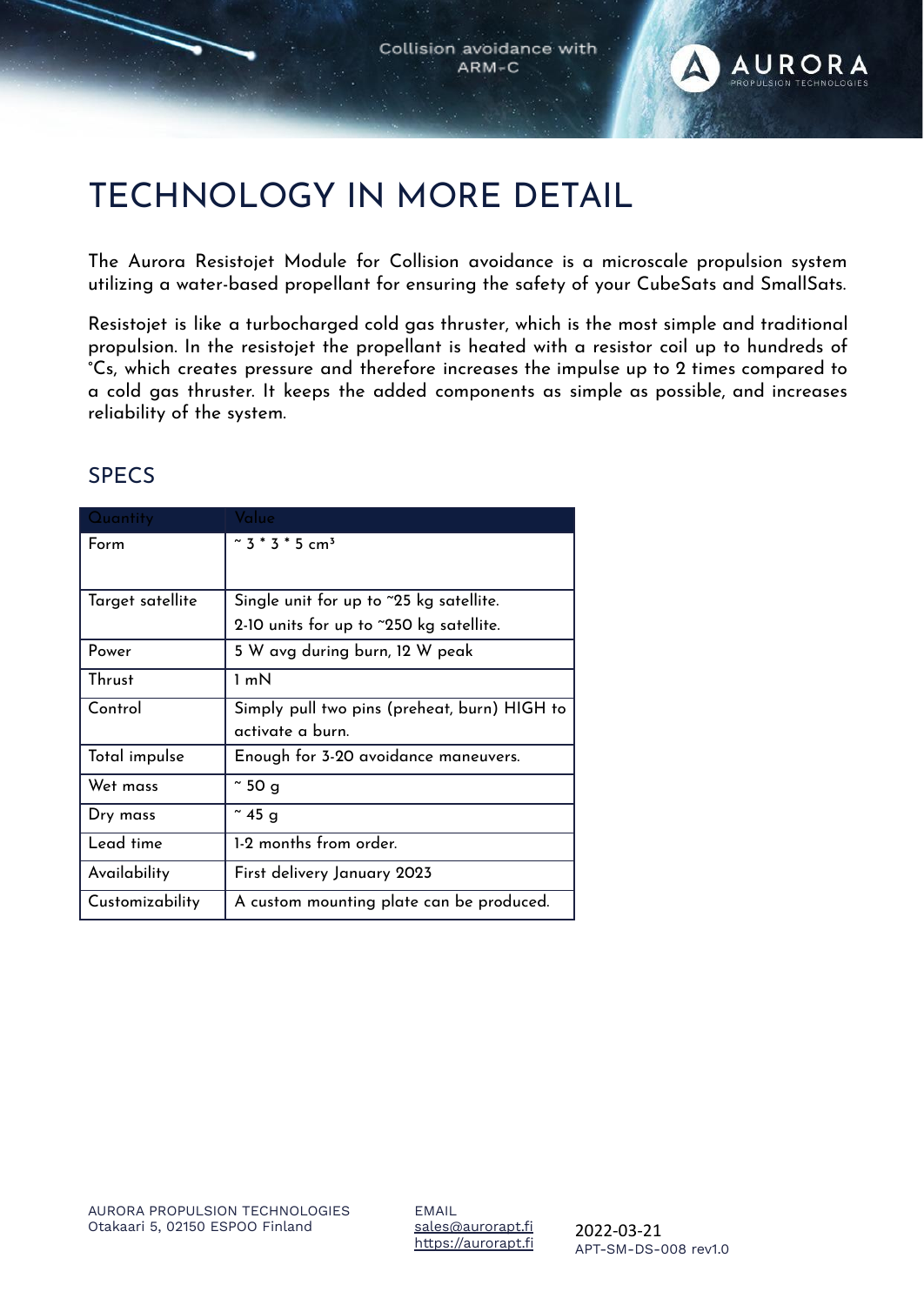# TECHNOLOGY IN MORE DETAIL

The Aurora Resistojet Module for Collision avoidance is a microscale propulsion system utilizing a water-based propellant for ensuring the safety of your CubeSats and SmallSats.

Resistojet is like a turbocharged cold gas thruster, which is the most simple and traditional propulsion. In the resistojet the propellant is heated with a resistor coil up to hundreds of °Cs, which creates pressure and therefore increases the impulse up to 2 times compared to a cold gas thruster. It keeps the added components as simple as possible, and increases reliability of the system.

## SPECS

| Quantity | Value |
|---|---|
| Form | ~ 3 * 3 * 5 $cm^3$ |
| Target satellite | Single unit for up to ~25 kg satellite.<br>2-10 units for up to ~250 kg satellite. |
| Power | 5 W avg during burn, 12 W peak |
| Thrust | 1 mN |
| Control | Simply pull two pins (preheat, burn) HIGH to activate a burn. |
| Total impulse | Enough for 3-20 avoidance maneuvers. |
| Wet mass | ~ 50 g |
| Dry mass | ~ 45 g |
| Lead time | 1-2 months from order. |
| Availability | First delivery January 2023 |
| Customizability | A custom mounting plate can be produced. |